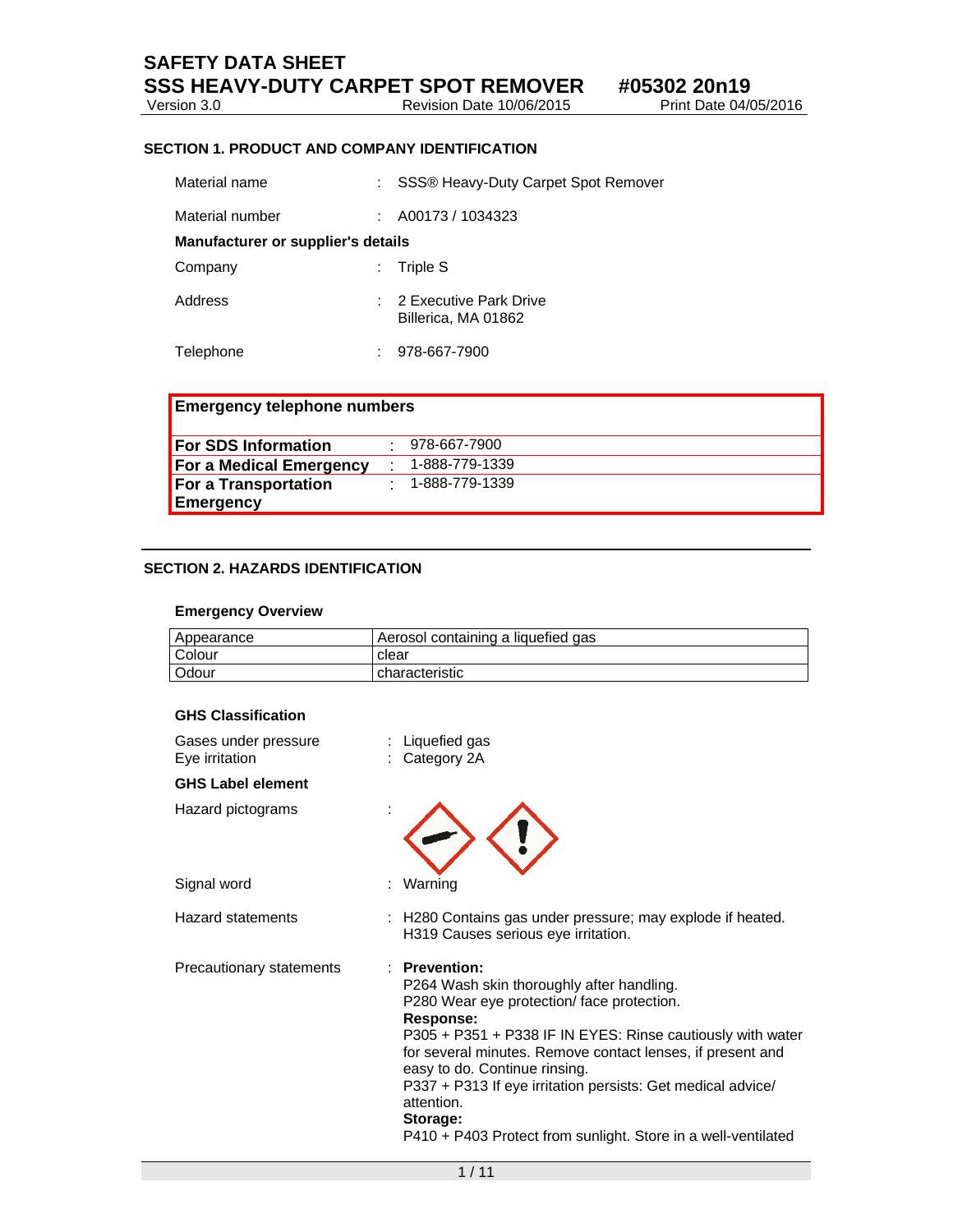# SAFETY DATA SHEET

## SSS HEAVY-DUTY CARPET SPOT REMOVER #05302 20n19

Version 3.0 | Revision Date 10/06/2015 | Print Date 04/05/2016

### SECTION 1. PRODUCT AND COMPANY IDENTIFICATION

Material name : SSS® Heavy-Duty Carpet Spot Remover

Material number : A00173 / 1034323

**Manufacturer or supplier's details**

Company : Triple S

Address : 2 Executive Park Drive
Billerica, MA 01862

Telephone : 978-667-7900

| **Emergency telephone numbers** | |
|---|---|
| **For SDS Information** | 978-667-7900 |
| **For a Medical Emergency** | 1-888-779-1339 |
| **For a Transportation Emergency** | 1-888-779-1339 |

### SECTION 2. HAZARDS IDENTIFICATION

**Emergency Overview**

| Appearance | Aerosol containing a liquefied gas |
|---|---|
| Colour | clear |
| Odour | characteristic |

**GHS Classification**

Gases under pressure : Liquefied gas
Eye irritation : Category 2A

**GHS Label element**

Hazard pictograms :

Signal word : Warning

Hazard statements : H280 Contains gas under pressure; may explode if heated.
H319 Causes serious eye irritation.

Precautionary statements : **Prevention:**
P264 Wash skin thoroughly after handling.
P280 Wear eye protection/ face protection.
**Response:**
P305 + P351 + P338 IF IN EYES: Rinse cautiously with water for several minutes. Remove contact lenses, if present and easy to do. Continue rinsing.
P337 + P313 If eye irritation persists: Get medical advice/ attention.
**Storage:**
P410 + P403 Protect from sunlight. Store in a well-ventilated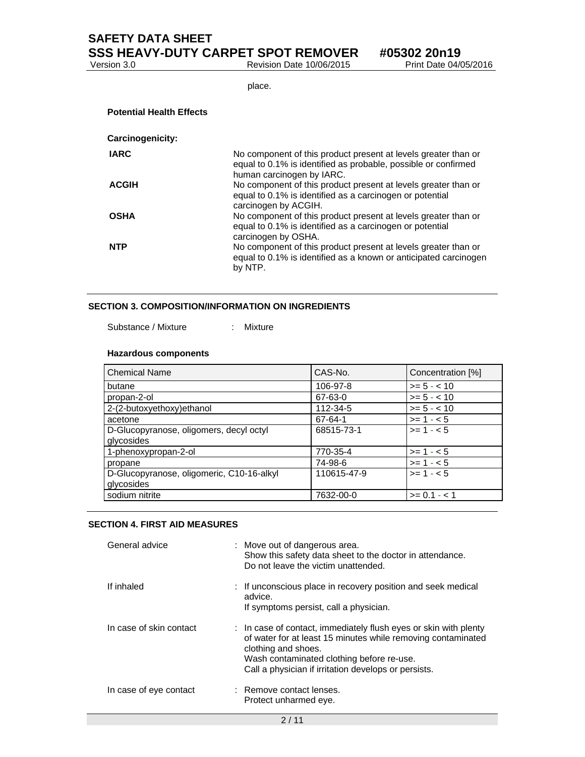place.

**Potential Health Effects**

**Carcinogenicity:**

**IARC** No component of this product present at levels greater than or equal to 0.1% is identified as probable, possible or confirmed human carcinogen by IARC.

**ACGIH** No component of this product present at levels greater than or equal to 0.1% is identified as a carcinogen or potential carcinogen by ACGIH.

**OSHA** No component of this product present at levels greater than or equal to 0.1% is identified as a carcinogen or potential carcinogen by OSHA.

**NTP** No component of this product present at levels greater than or equal to 0.1% is identified as a known or anticipated carcinogen by NTP.

## SECTION 3. COMPOSITION/INFORMATION ON INGREDIENTS

Substance / Mixture : Mixture

**Hazardous components**

| Chemical Name | CAS-No. | Concentration [%] |
|---|---|---|
| butane | 106-97-8 | >= 5 - < 10 |
| propan-2-ol | 67-63-0 | >= 5 - < 10 |
| 2-(2-butoxyethoxy)ethanol | 112-34-5 | >= 5 - < 10 |
| acetone | 67-64-1 | >= 1 - < 5 |
| D-Glucopyranose, oligomers, decyl octyl glycosides | 68515-73-1 | >= 1 - < 5 |
| 1-phenoxypropan-2-ol | 770-35-4 | >= 1 - < 5 |
| propane | 74-98-6 | >= 1 - < 5 |
| D-Glucopyranose, oligomeric, C10-16-alkyl glycosides | 110615-47-9 | >= 1 - < 5 |
| sodium nitrite | 7632-00-0 | >= 0.1 - < 1 |

## SECTION 4. FIRST AID MEASURES

General advice : Move out of dangerous area.
Show this safety data sheet to the doctor in attendance.
Do not leave the victim unattended.

If inhaled : If unconscious place in recovery position and seek medical advice.
If symptoms persist, call a physician.

In case of skin contact : In case of contact, immediately flush eyes or skin with plenty of water for at least 15 minutes while removing contaminated clothing and shoes.
Wash contaminated clothing before re-use.
Call a physician if irritation develops or persists.

In case of eye contact : Remove contact lenses.
Protect unharmed eye.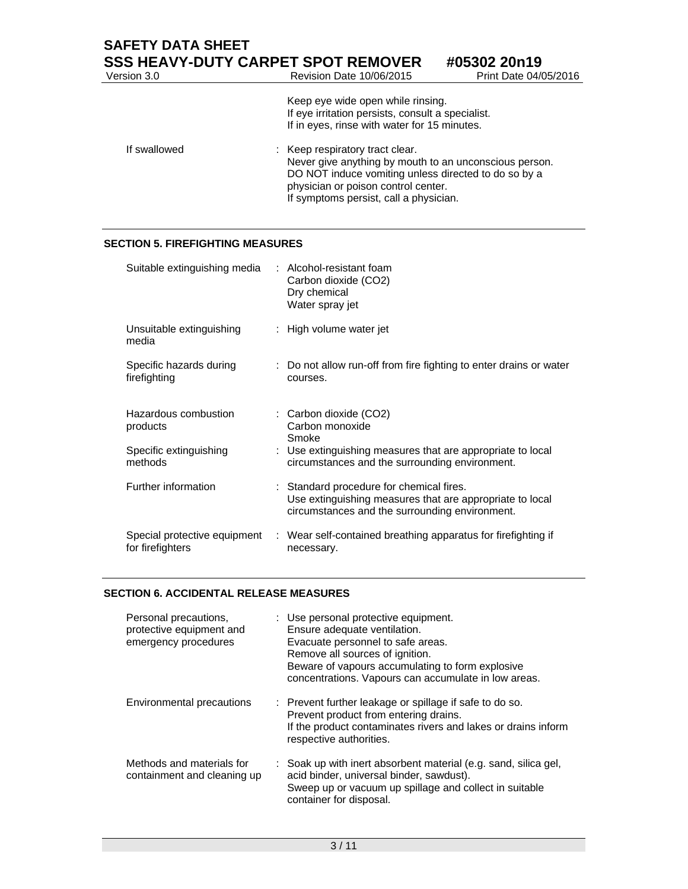| | |
|---|---|
| | Keep eye wide open while rinsing.<br>If eye irritation persists, consult a specialist.<br>If in eyes, rinse with water for 15 minutes. |
| If swallowed | : Keep respiratory tract clear.<br>Never give anything by mouth to an unconscious person.<br>DO NOT induce vomiting unless directed to do so by a physician or poison control center.<br>If symptoms persist, call a physician. |

## SECTION 5. FIREFIGHTING MEASURES

| | |
|---|---|
| Suitable extinguishing media | : Alcohol-resistant foam<br>Carbon dioxide ($CO_2$)<br>Dry chemical<br>Water spray jet |
| Unsuitable extinguishing media | : High volume water jet |
| Specific hazards during firefighting | : Do not allow run-off from fire fighting to enter drains or water courses. |
| Hazardous combustion products | : Carbon dioxide ($CO_2$)<br>Carbon monoxide<br>Smoke |
| Specific extinguishing methods | : Use extinguishing measures that are appropriate to local circumstances and the surrounding environment. |
| Further information | : Standard procedure for chemical fires.<br>Use extinguishing measures that are appropriate to local circumstances and the surrounding environment. |
| Special protective equipment for firefighters | : Wear self-contained breathing apparatus for firefighting if necessary. |

## SECTION 6. ACCIDENTAL RELEASE MEASURES

| | |
|---|---|
| Personal precautions, protective equipment and emergency procedures | : Use personal protective equipment.<br>Ensure adequate ventilation.<br>Evacuate personnel to safe areas.<br>Remove all sources of ignition.<br>Beware of vapours accumulating to form explosive concentrations. Vapours can accumulate in low areas. |
| Environmental precautions | : Prevent further leakage or spillage if safe to do so.<br>Prevent product from entering drains.<br>If the product contaminates rivers and lakes or drains inform respective authorities. |
| Methods and materials for containment and cleaning up | : Soak up with inert absorbent material (e.g. sand, silica gel, acid binder, universal binder, sawdust).<br>Sweep up or vacuum up spillage and collect in suitable container for disposal. |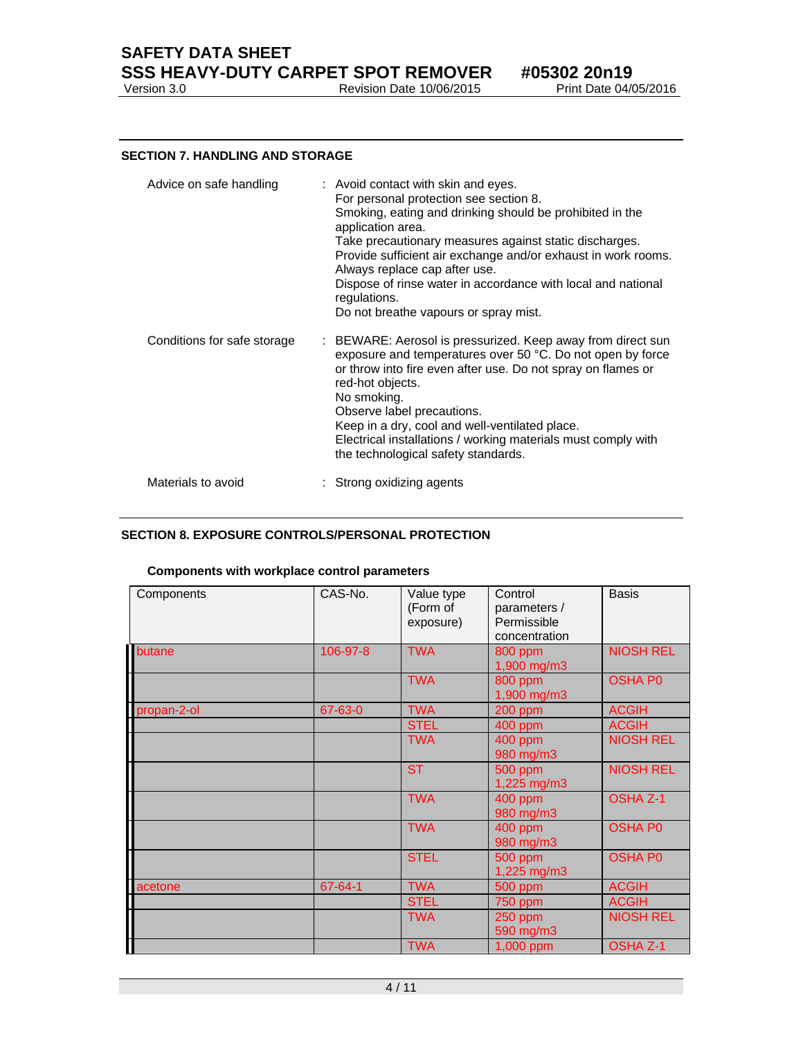## SECTION 7. HANDLING AND STORAGE

| | |
|---|---|
| Advice on safe handling | : Avoid contact with skin and eyes.<br>For personal protection see section 8.<br>Smoking, eating and drinking should be prohibited in the application area.<br>Take precautionary measures against static discharges.<br>Provide sufficient air exchange and/or exhaust in work rooms.<br>Always replace cap after use.<br>Dispose of rinse water in accordance with local and national regulations.<br>Do not breathe vapours or spray mist. |
| Conditions for safe storage | : BEWARE: Aerosol is pressurized. Keep away from direct sun exposure and temperatures over 50 °C. Do not open by force or throw into fire even after use. Do not spray on flames or red-hot objects.<br>No smoking.<br>Observe label precautions.<br>Keep in a dry, cool and well-ventilated place.<br>Electrical installations / working materials must comply with the technological safety standards. |
| Materials to avoid | : Strong oxidizing agents |

## SECTION 8. EXPOSURE CONTROLS/PERSONAL PROTECTION

**Components with workplace control parameters**

| Components | CAS-No. | Value type (Form of exposure) | Control parameters / Permissible concentration | Basis |
|---|---|---|---|---|
| butane | 106-97-8 | TWA | 800 ppm<br>1,900 mg/m3 | NIOSH REL |
| | | TWA | 800 ppm<br>1,900 mg/m3 | OSHA P0 |
| propan-2-ol | 67-63-0 | TWA | 200 ppm | ACGIH |
| | | STEL | 400 ppm | ACGIH |
| | | TWA | 400 ppm<br>980 mg/m3 | NIOSH REL |
| | | ST | 500 ppm<br>1,225 mg/m3 | NIOSH REL |
| | | TWA | 400 ppm<br>980 mg/m3 | OSHA Z-1 |
| | | TWA | 400 ppm<br>980 mg/m3 | OSHA P0 |
| | | STEL | 500 ppm<br>1,225 mg/m3 | OSHA P0 |
| acetone | 67-64-1 | TWA | 500 ppm | ACGIH |
| | | STEL | 750 ppm | ACGIH |
| | | TWA | 250 ppm<br>590 mg/m3 | NIOSH REL |
| | | TWA | 1,000 ppm | OSHA Z-1 |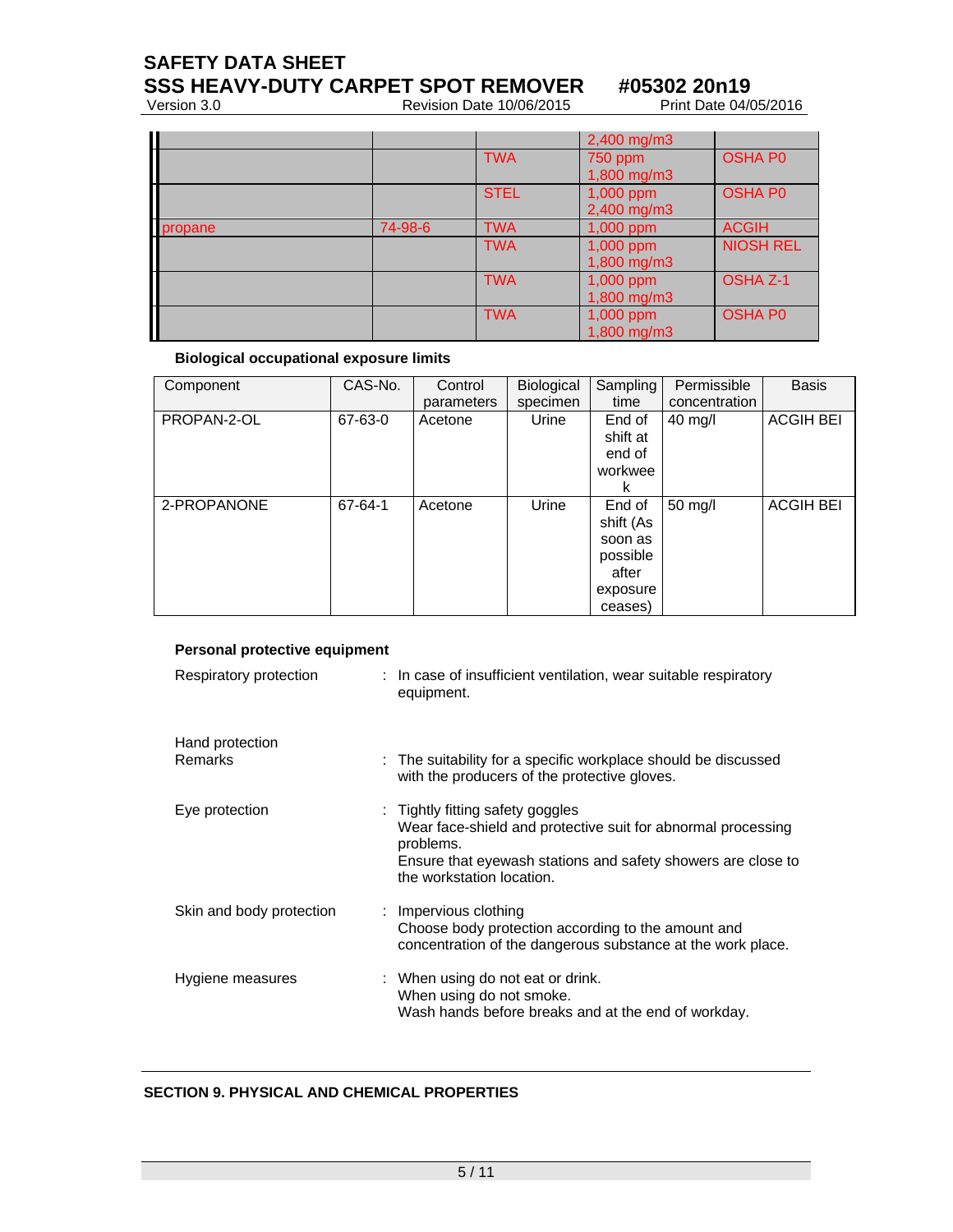| | | | 2,400 mg/m3 | |
|---|---|---|---|---|
| | | TWA | 750 ppm 1,800 mg/m3 | OSHA P0 |
| | | STEL | 1,000 ppm 2,400 mg/m3 | OSHA P0 |
| propane | 74-98-6 | TWA | 1,000 ppm | ACGIH |
| | | TWA | 1,000 ppm 1,800 mg/m3 | NIOSH REL |
| | | TWA | 1,000 ppm 1,800 mg/m3 | OSHA Z-1 |
| | | TWA | 1,000 ppm 1,800 mg/m3 | OSHA P0 |

**Biological occupational exposure limits**

| Component | CAS-No. | Control parameters | Biological specimen | Sampling time | Permissible concentration | Basis |
|---|---|---|---|---|---|---|
| PROPAN-2-OL | 67-63-0 | Acetone | Urine | End of shift at end of workweek | 40 mg/l | ACGIH BEI |
| 2-PROPANONE | 67-64-1 | Acetone | Urine | End of shift (As soon as possible after exposure ceases) | 50 mg/l | ACGIH BEI |

**Personal protective equipment**

Respiratory protection : In case of insufficient ventilation, wear suitable respiratory equipment.

Hand protection

Remarks : The suitability for a specific workplace should be discussed with the producers of the protective gloves.

Eye protection : Tightly fitting safety goggles
Wear face-shield and protective suit for abnormal processing problems.
Ensure that eyewash stations and safety showers are close to the workstation location.

Skin and body protection : Impervious clothing
Choose body protection according to the amount and concentration of the dangerous substance at the work place.

Hygiene measures : When using do not eat or drink.
When using do not smoke.
Wash hands before breaks and at the end of workday.

**SECTION 9. PHYSICAL AND CHEMICAL PROPERTIES**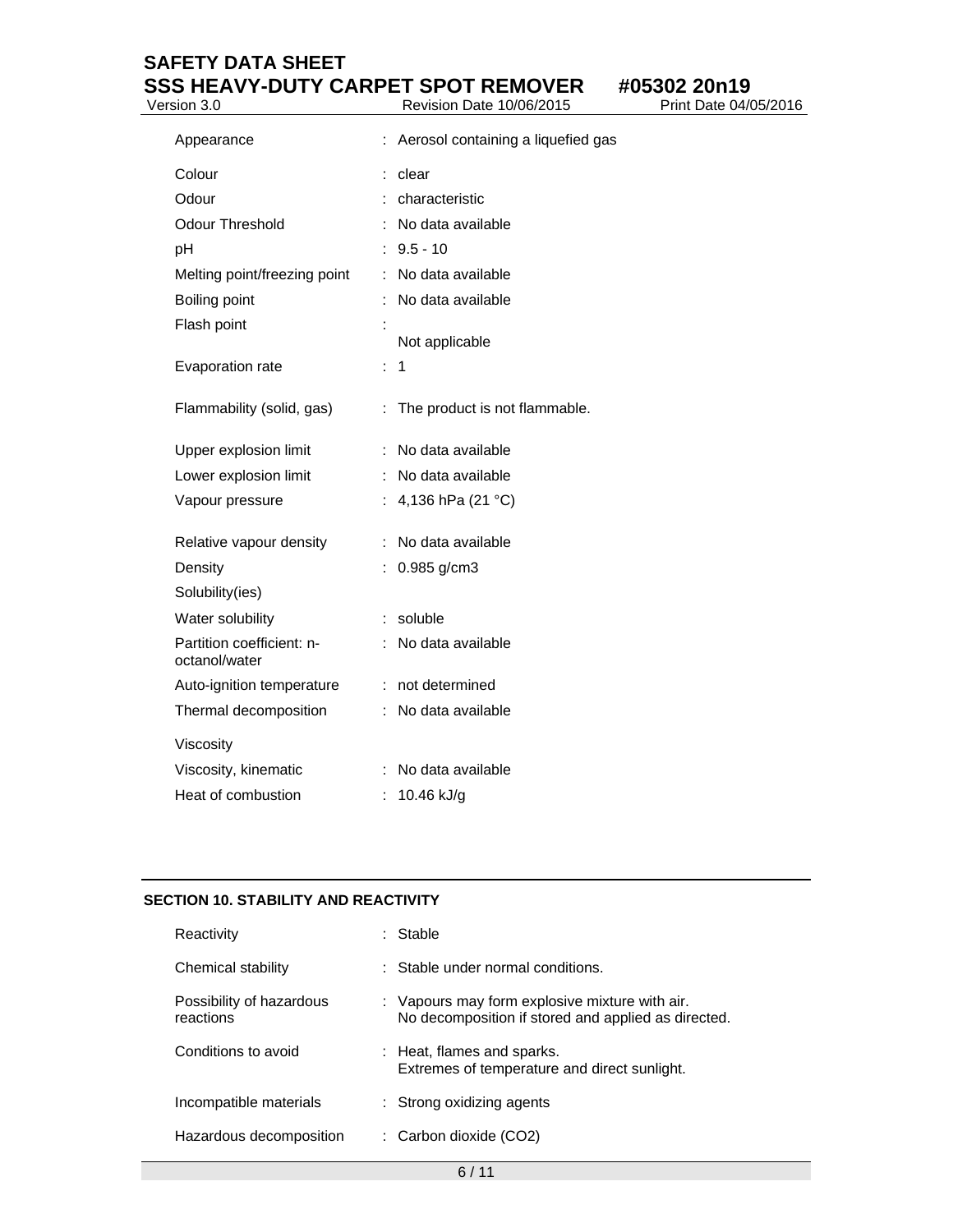| | |
|---|---|
| Appearance | : Aerosol containing a liquefied gas |
| Colour | : clear |
| Odour | : characteristic |
| Odour Threshold | : No data available |
| pH | : 9.5 - 10 |
| Melting point/freezing point | : No data available |
| Boiling point | : No data available |
| Flash point | : Not applicable |
| Evaporation rate | : 1 |
| Flammability (solid, gas) | : The product is not flammable. |
| Upper explosion limit | : No data available |
| Lower explosion limit | : No data available |
| Vapour pressure | : 4,136 hPa (21 °C) |
| Relative vapour density | : No data available |
| Density | : 0.985 g/cm3 |
| Solubility(ies) | |
| Water solubility | : soluble |
| Partition coefficient: n-octanol/water | : No data available |
| Auto-ignition temperature | : not determined |
| Thermal decomposition | : No data available |
| Viscosity | |
| Viscosity, kinematic | : No data available |
| Heat of combustion | : 10.46 kJ/g |

## SECTION 10. STABILITY AND REACTIVITY

| | |
|---|---|
| Reactivity | : Stable |
| Chemical stability | : Stable under normal conditions. |
| Possibility of hazardous reactions | : Vapours may form explosive mixture with air. No decomposition if stored and applied as directed. |
| Conditions to avoid | : Heat, flames and sparks. Extremes of temperature and direct sunlight. |
| Incompatible materials | : Strong oxidizing agents |
| Hazardous decomposition | : Carbon dioxide ($CO_2$) |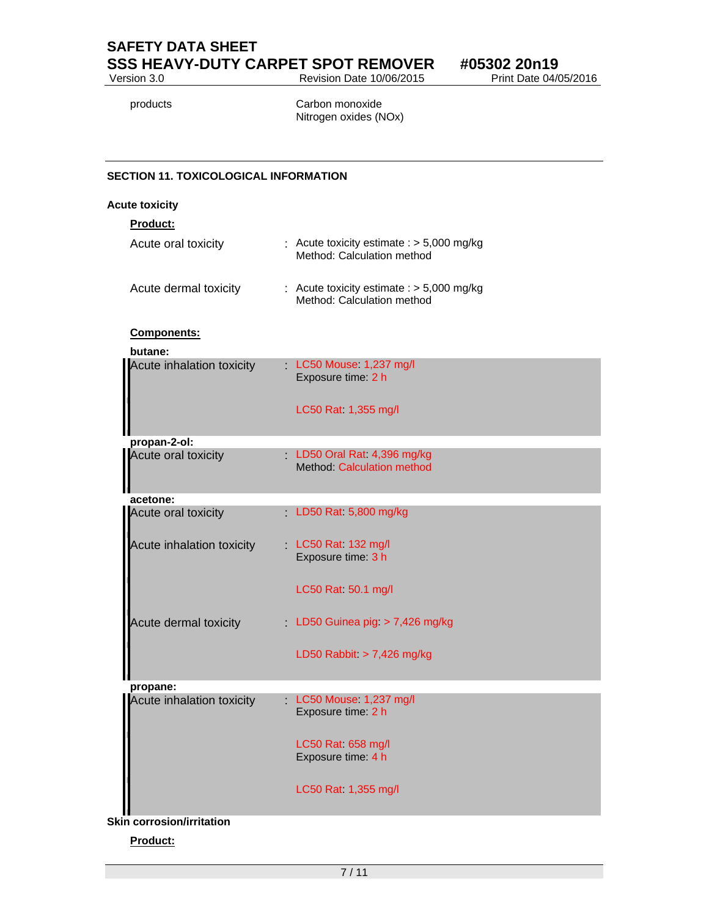| | |
|---|---|
| products | Carbon monoxide<br>Nitrogen oxides (NOx) |

## SECTION 11. TOXICOLOGICAL INFORMATION

### Acute toxicity

**Product:**

| | |
|---|---|
| Acute oral toxicity | : Acute toxicity estimate : > 5,000 mg/kg<br>Method: Calculation method |
| Acute dermal toxicity | : Acute toxicity estimate : > 5,000 mg/kg<br>Method: Calculation method |

**Components:**

**butane:**

| | |
|---|---|
| Acute inhalation toxicity | : LC50 Mouse: 1,237 mg/l<br>Exposure time: 2 h<br><br>LC50 Rat: 1,355 mg/l |

**propan-2-ol:**

| | |
|---|---|
| Acute oral toxicity | : LD50 Oral Rat: 4,396 mg/kg<br>Method: Calculation method |

**acetone:**

| | |
|---|---|
| Acute oral toxicity | : LD50 Rat: 5,800 mg/kg |
| Acute inhalation toxicity | : LC50 Rat: 132 mg/l<br>Exposure time: 3 h<br><br>LC50 Rat: 50.1 mg/l |
| Acute dermal toxicity | : LD50 Guinea pig: > 7,426 mg/kg<br><br>LD50 Rabbit: > 7,426 mg/kg |

**propane:**

| | |
|---|---|
| Acute inhalation toxicity | : LC50 Mouse: 1,237 mg/l<br>Exposure time: 2 h<br><br>LC50 Rat: 658 mg/l<br>Exposure time: 4 h<br><br>LC50 Rat: 1,355 mg/l |

### Skin corrosion/irritation

**Product:**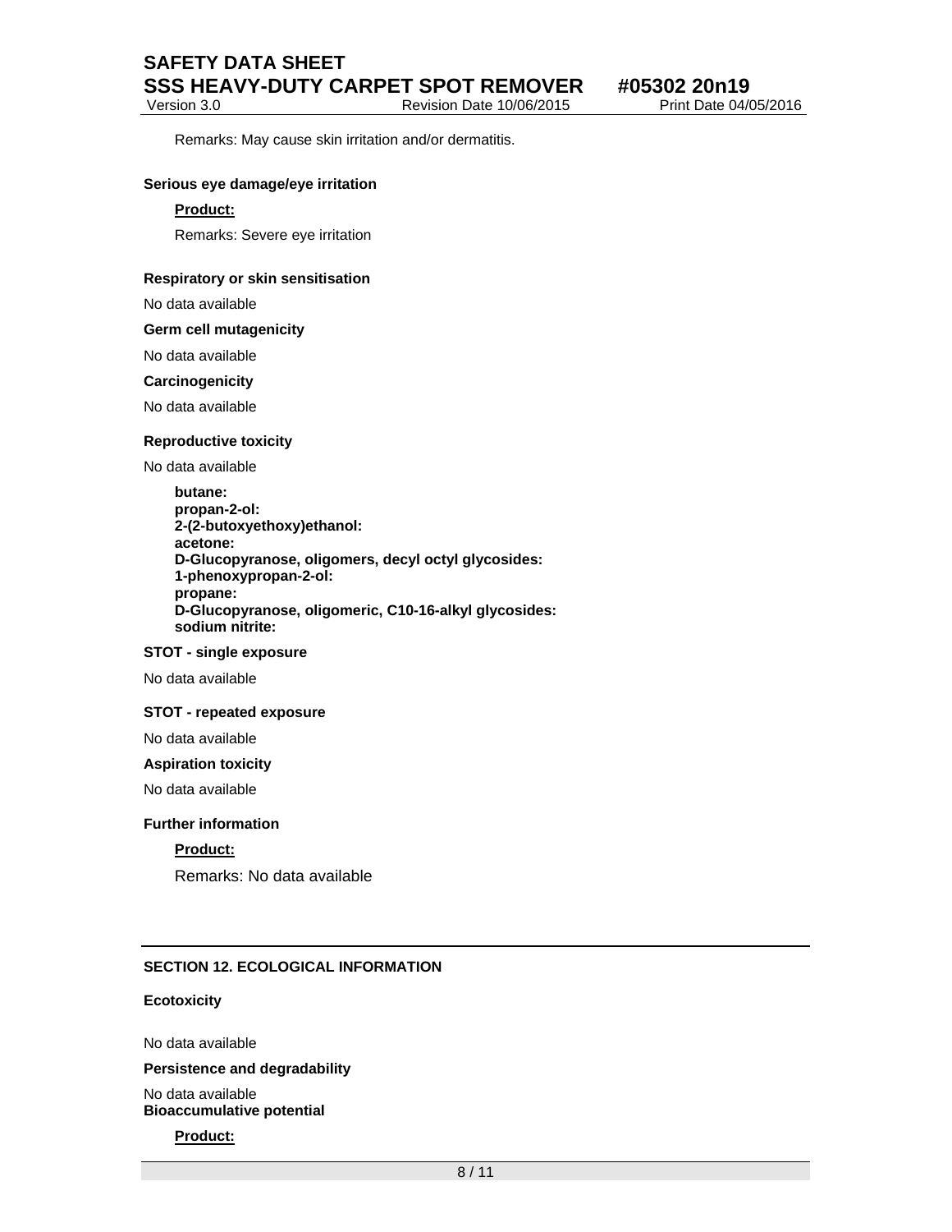Remarks: May cause skin irritation and/or dermatitis.

**Serious eye damage/eye irritation**

**Product:**

Remarks: Severe eye irritation

**Respiratory or skin sensitisation**

No data available

**Germ cell mutagenicity**

No data available

**Carcinogenicity**

No data available

**Reproductive toxicity**

No data available

**butane:**
**propan-2-ol:**
**2-(2-butoxyethoxy)ethanol:**
**acetone:**
**D-Glucopyranose, oligomers, decyl octyl glycosides:**
**1-phenoxypropan-2-ol:**
**propane:**
**D-Glucopyranose, oligomeric, C10-16-alkyl glycosides:**
**sodium nitrite:**

**STOT - single exposure**

No data available

**STOT - repeated exposure**

No data available

**Aspiration toxicity**

No data available

**Further information**

**Product:**

Remarks: No data available

## SECTION 12. ECOLOGICAL INFORMATION

**Ecotoxicity**

No data available

**Persistence and degradability**

No data available

**Bioaccumulative potential**

**Product:**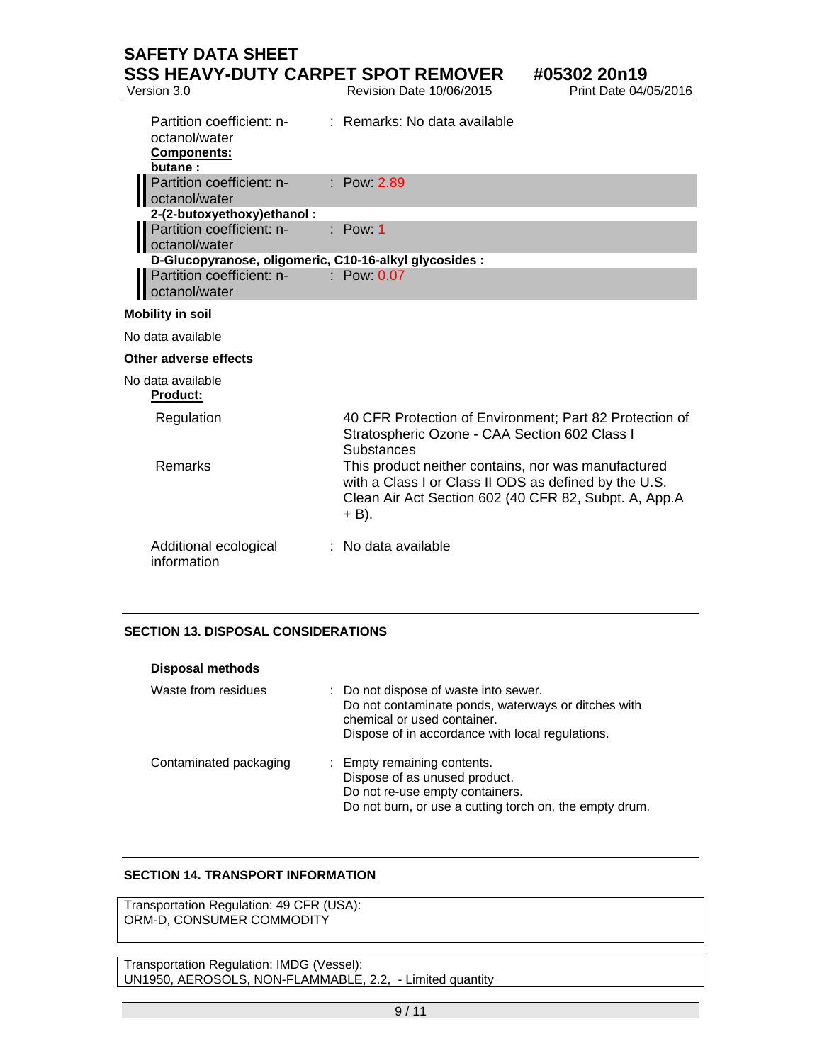Partition coefficient: n-octanol/water : Remarks: No data available

**Components:**

**butane :**

Partition coefficient: n-octanol/water : Pow: 2.89

**2-(2-butoxyethoxy)ethanol :**

Partition coefficient: n-octanol/water : Pow: 1

**D-Glucopyranose, oligomeric, C10-16-alkyl glycosides :**

Partition coefficient: n-octanol/water : Pow: 0.07

**Mobility in soil**

No data available

**Other adverse effects**

No data available

**Product:**

| | |
|---|---|
| Regulation | 40 CFR Protection of Environment; Part 82 Protection of Stratospheric Ozone - CAA Section 602 Class I Substances |
| Remarks | This product neither contains, nor was manufactured with a Class I or Class II ODS as defined by the U.S. Clean Air Act Section 602 (40 CFR 82, Subpt. A, App.A + B). |

Additional ecological information : No data available

## SECTION 13. DISPOSAL CONSIDERATIONS

**Disposal methods**

Waste from residues : Do not dispose of waste into sewer.
Do not contaminate ponds, waterways or ditches with chemical or used container.
Dispose of in accordance with local regulations.

Contaminated packaging : Empty remaining contents.
Dispose of as unused product.
Do not re-use empty containers.
Do not burn, or use a cutting torch on, the empty drum.

## SECTION 14. TRANSPORT INFORMATION

Transportation Regulation: 49 CFR (USA):
ORM-D, CONSUMER COMMODITY

Transportation Regulation: IMDG (Vessel):
UN1950, AEROSOLS, NON-FLAMMABLE, 2.2, - Limited quantity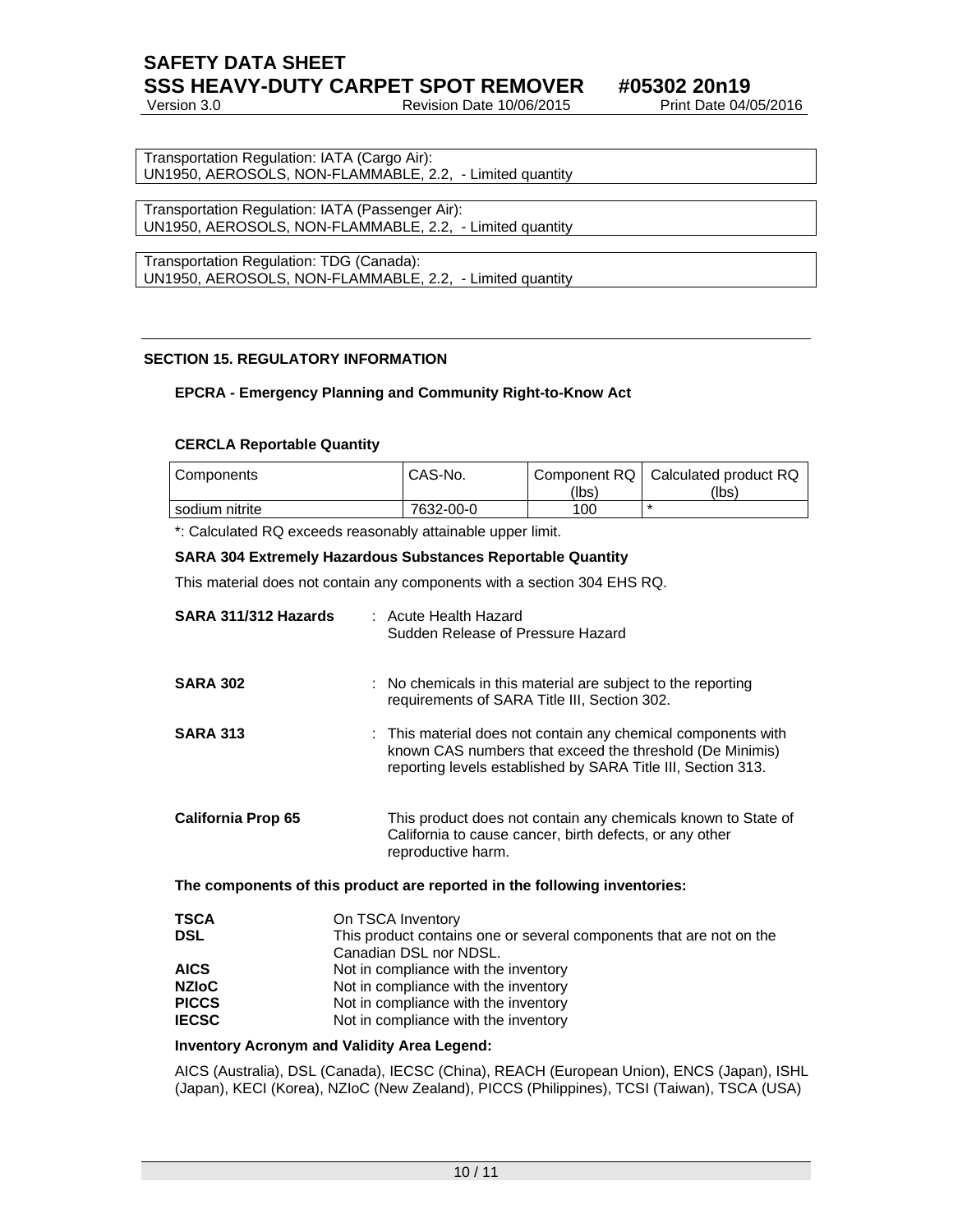Transportation Regulation: IATA (Cargo Air):
UN1950, AEROSOLS, NON-FLAMMABLE, 2.2, - Limited quantity

Transportation Regulation: IATA (Passenger Air):
UN1950, AEROSOLS, NON-FLAMMABLE, 2.2, - Limited quantity

Transportation Regulation: TDG (Canada):
UN1950, AEROSOLS, NON-FLAMMABLE, 2.2, - Limited quantity

## SECTION 15. REGULATORY INFORMATION

### EPCRA - Emergency Planning and Community Right-to-Know Act

**CERCLA Reportable Quantity**

| Components | CAS-No. | Component RQ (lbs) | Calculated product RQ (lbs) |
|---|---|---|---|
| sodium nitrite | 7632-00-0 | 100 | * |

*: Calculated RQ exceeds reasonably attainable upper limit.

**SARA 304 Extremely Hazardous Substances Reportable Quantity**

This material does not contain any components with a section 304 EHS RQ.

**SARA 311/312 Hazards** : Acute Health Hazard
Sudden Release of Pressure Hazard

**SARA 302** : No chemicals in this material are subject to the reporting requirements of SARA Title III, Section 302.

**SARA 313** : This material does not contain any chemical components with known CAS numbers that exceed the threshold (De Minimis) reporting levels established by SARA Title III, Section 313.

**California Prop 65** This product does not contain any chemicals known to State of California to cause cancer, birth defects, or any other reproductive harm.

**The components of this product are reported in the following inventories:**

**TSCA** On TSCA Inventory
**DSL** This product contains one or several components that are not on the Canadian DSL nor NDSL.
**AICS** Not in compliance with the inventory
**NZIoC** Not in compliance with the inventory
**PICCS** Not in compliance with the inventory
**IECSC** Not in compliance with the inventory

**Inventory Acronym and Validity Area Legend:**

AICS (Australia), DSL (Canada), IECSC (China), REACH (European Union), ENCS (Japan), ISHL (Japan), KECI (Korea), NZIoC (New Zealand), PICCS (Philippines), TCSI (Taiwan), TSCA (USA)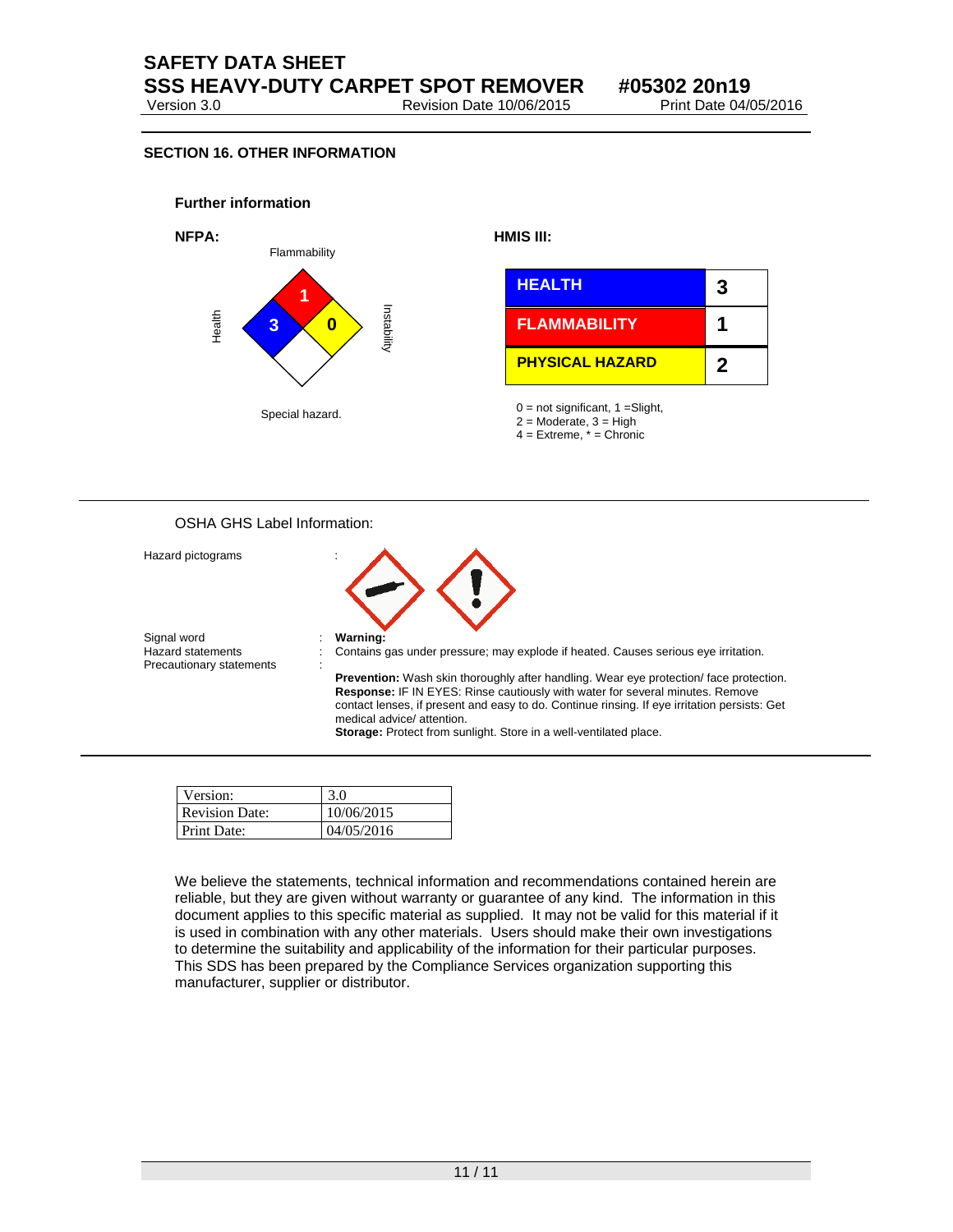## SECTION 16. OTHER INFORMATION

### Further information

**NFPA:**

Flammability

Health

Instability

1

3

0

Special hazard.

**HMIS III:**

| | |
|---|---|
| **HEALTH** | **3** |
| **FLAMMABILITY** | **1** |
| **PHYSICAL HAZARD** | **2** |

0 = not significant, 1 =Slight,
2 = Moderate, 3 = High
4 = Extreme, * = Chronic

OSHA GHS Label Information:

Hazard pictograms :

Signal word : **Warning:**

Hazard statements : Contains gas under pressure; may explode if heated. Causes serious eye irritation.

Precautionary statements :

**Prevention:** Wash skin thoroughly after handling. Wear eye protection/ face protection.
**Response:** IF IN EYES: Rinse cautiously with water for several minutes. Remove contact lenses, if present and easy to do. Continue rinsing. If eye irritation persists: Get medical advice/ attention.
**Storage:** Protect from sunlight. Store in a well-ventilated place.

| | |
|---|---|
| Version: | 3.0 |
| Revision Date: | 10/06/2015 |
| Print Date: | 04/05/2016 |

We believe the statements, technical information and recommendations contained herein are reliable, but they are given without warranty or guarantee of any kind. The information in this document applies to this specific material as supplied. It may not be valid for this material if it is used in combination with any other materials. Users should make their own investigations to determine the suitability and applicability of the information for their particular purposes. This SDS has been prepared by the Compliance Services organization supporting this manufacturer, supplier or distributor.